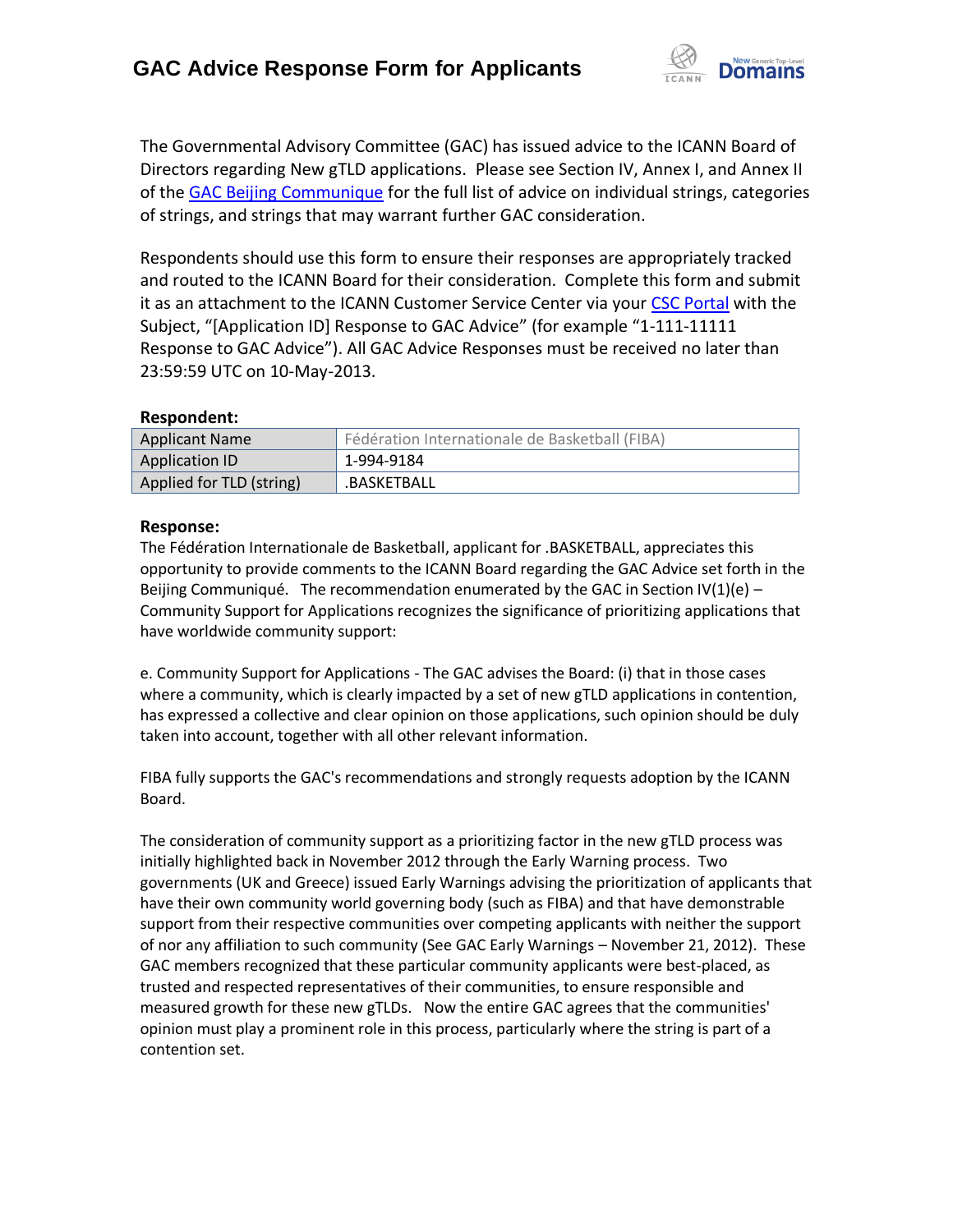# GAC Advice Response Form for Applicants

The Governmental Advisory Committee (GAC) has issued advice to the ICANN Board of Directors regarding New gTLD applications. Please see Section IV, Annex I, and Annex II of the GAC Beijing Communique for the full list of advice on individual strings, categories of strings, and strings that may warrant further GAC consideration.

Respondents should use this form to ensure their responses are appropriately tracked and routed to the ICANN Board for their consideration. Complete this form and submit it as an attachment to the ICANN Customer Service Center via your CSC Portal with the Subject, "[Application ID] Response to GAC Advice" (for example "1-111-11111 Response to GAC Advice"). All GAC Advice Responses must be received no later than 23:59:59 UTC on 10-May-2013.

**Respondent:**

| Applicant Name | Fédération Internationale de Basketball (FIBA) |
|---|---|
| Application ID | 1-994-9184 |
| Applied for TLD (string) | .BASKETBALL |

**Response:**

The Fédération Internationale de Basketball, applicant for .BASKETBALL, appreciates this opportunity to provide comments to the ICANN Board regarding the GAC Advice set forth in the Beijing Communiqué. The recommendation enumerated by the GAC in Section IV(1)(e) – Community Support for Applications recognizes the significance of prioritizing applications that have worldwide community support:

e. Community Support for Applications - The GAC advises the Board: (i) that in those cases where a community, which is clearly impacted by a set of new gTLD applications in contention, has expressed a collective and clear opinion on those applications, such opinion should be duly taken into account, together with all other relevant information.

FIBA fully supports the GAC's recommendations and strongly requests adoption by the ICANN Board.

The consideration of community support as a prioritizing factor in the new gTLD process was initially highlighted back in November 2012 through the Early Warning process. Two governments (UK and Greece) issued Early Warnings advising the prioritization of applicants that have their own community world governing body (such as FIBA) and that have demonstrable support from their respective communities over competing applicants with neither the support of nor any affiliation to such community (See GAC Early Warnings – November 21, 2012). These GAC members recognized that these particular community applicants were best-placed, as trusted and respected representatives of their communities, to ensure responsible and measured growth for these new gTLDs. Now the entire GAC agrees that the communities' opinion must play a prominent role in this process, particularly where the string is part of a contention set.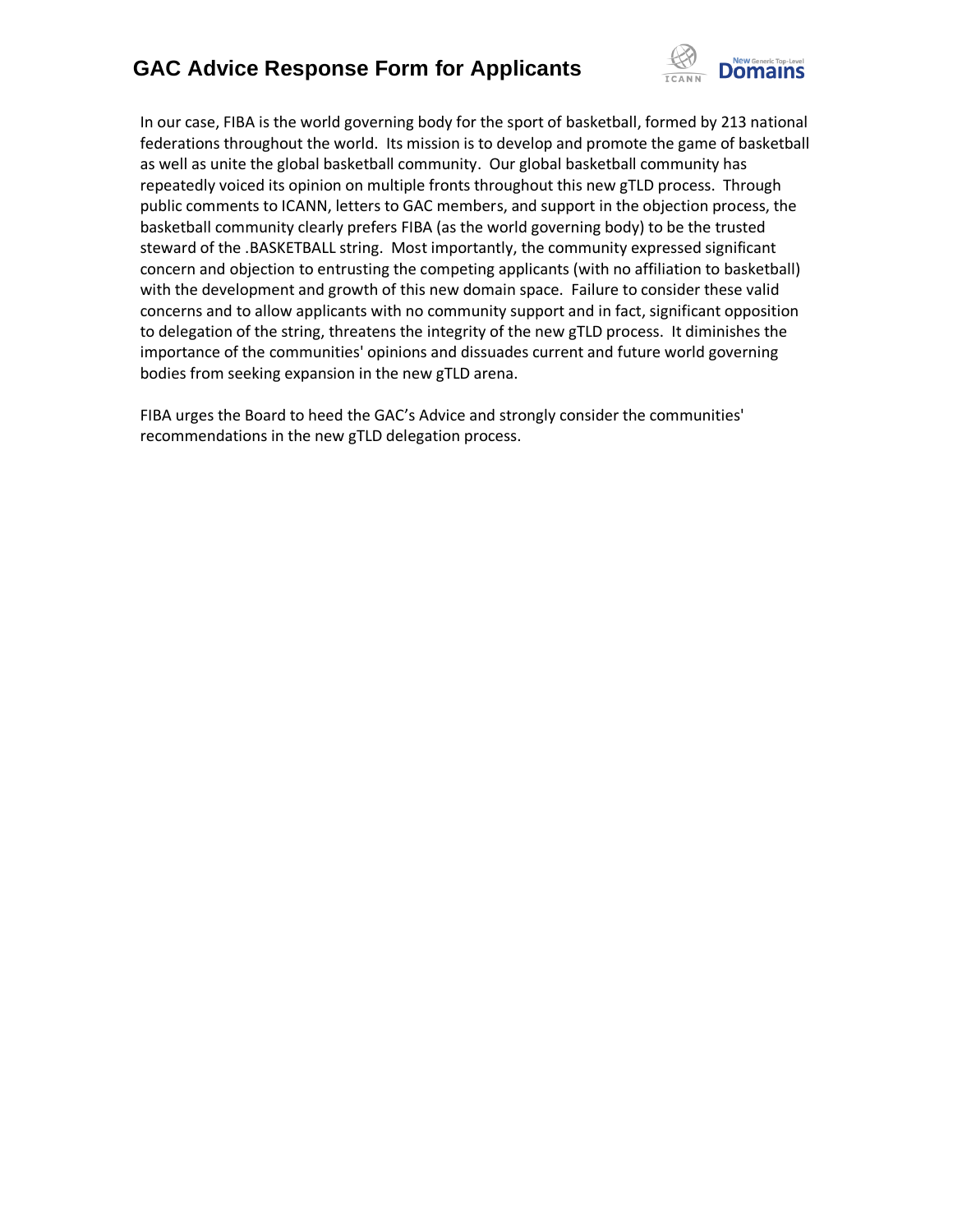In our case, FIBA is the world governing body for the sport of basketball, formed by 213 national federations throughout the world. Its mission is to develop and promote the game of basketball as well as unite the global basketball community. Our global basketball community has repeatedly voiced its opinion on multiple fronts throughout this new gTLD process. Through public comments to ICANN, letters to GAC members, and support in the objection process, the basketball community clearly prefers FIBA (as the world governing body) to be the trusted steward of the .BASKETBALL string. Most importantly, the community expressed significant concern and objection to entrusting the competing applicants (with no affiliation to basketball) with the development and growth of this new domain space. Failure to consider these valid concerns and to allow applicants with no community support and in fact, significant opposition to delegation of the string, threatens the integrity of the new gTLD process. It diminishes the importance of the communities' opinions and dissuades current and future world governing bodies from seeking expansion in the new gTLD arena.

FIBA urges the Board to heed the GAC's Advice and strongly consider the communities' recommendations in the new gTLD delegation process.